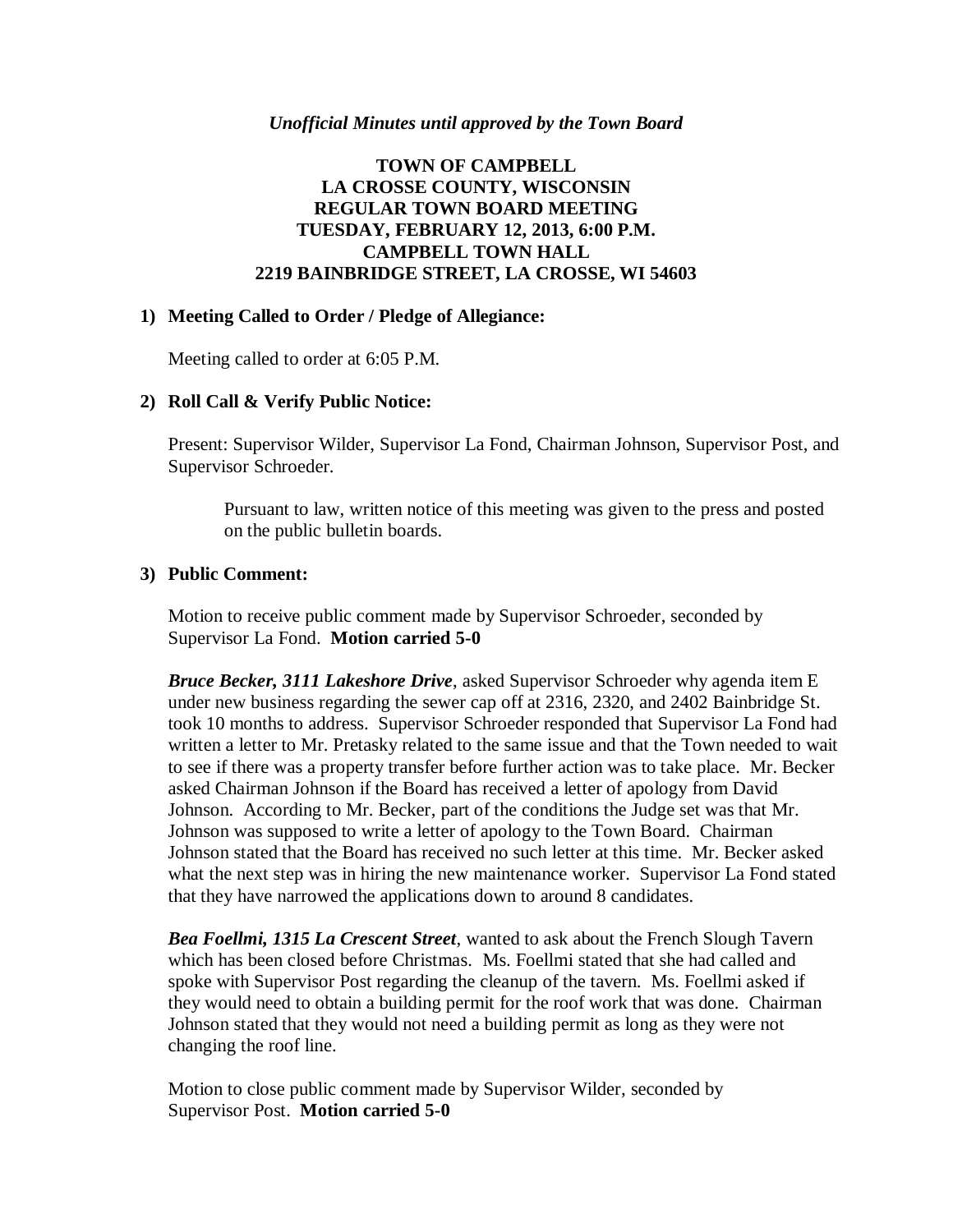*Unofficial Minutes until approved by the Town Board*

# TOWN OF CAMPBELL
# LA CROSSE COUNTY, WISCONSIN
# REGULAR TOWN BOARD MEETING
# TUESDAY, FEBRUARY 12, 2013, 6:00 P.M.
# CAMPBELL TOWN HALL
# 2219 BAINBRIDGE STREET, LA CROSSE, WI 54603

**1) Meeting Called to Order / Pledge of Allegiance:**

Meeting called to order at 6:05 P.M.

**2) Roll Call & Verify Public Notice:**

Present: Supervisor Wilder, Supervisor La Fond, Chairman Johnson, Supervisor Post, and Supervisor Schroeder.

> Pursuant to law, written notice of this meeting was given to the press and posted on the public bulletin boards.

**3) Public Comment:**

Motion to receive public comment made by Supervisor Schroeder, seconded by Supervisor La Fond. **Motion carried 5-0**

***Bruce Becker, 3111 Lakeshore Drive***, asked Supervisor Schroeder why agenda item E under new business regarding the sewer cap off at 2316, 2320, and 2402 Bainbridge St. took 10 months to address. Supervisor Schroeder responded that Supervisor La Fond had written a letter to Mr. Pretasky related to the same issue and that the Town needed to wait to see if there was a property transfer before further action was to take place. Mr. Becker asked Chairman Johnson if the Board has received a letter of apology from David Johnson. According to Mr. Becker, part of the conditions the Judge set was that Mr. Johnson was supposed to write a letter of apology to the Town Board. Chairman Johnson stated that the Board has received no such letter at this time. Mr. Becker asked what the next step was in hiring the new maintenance worker. Supervisor La Fond stated that they have narrowed the applications down to around 8 candidates.

***Bea Foellmi, 1315 La Crescent Street***, wanted to ask about the French Slough Tavern which has been closed before Christmas. Ms. Foellmi stated that she had called and spoke with Supervisor Post regarding the cleanup of the tavern. Ms. Foellmi asked if they would need to obtain a building permit for the roof work that was done. Chairman Johnson stated that they would not need a building permit as long as they were not changing the roof line.

Motion to close public comment made by Supervisor Wilder, seconded by Supervisor Post. **Motion carried 5-0**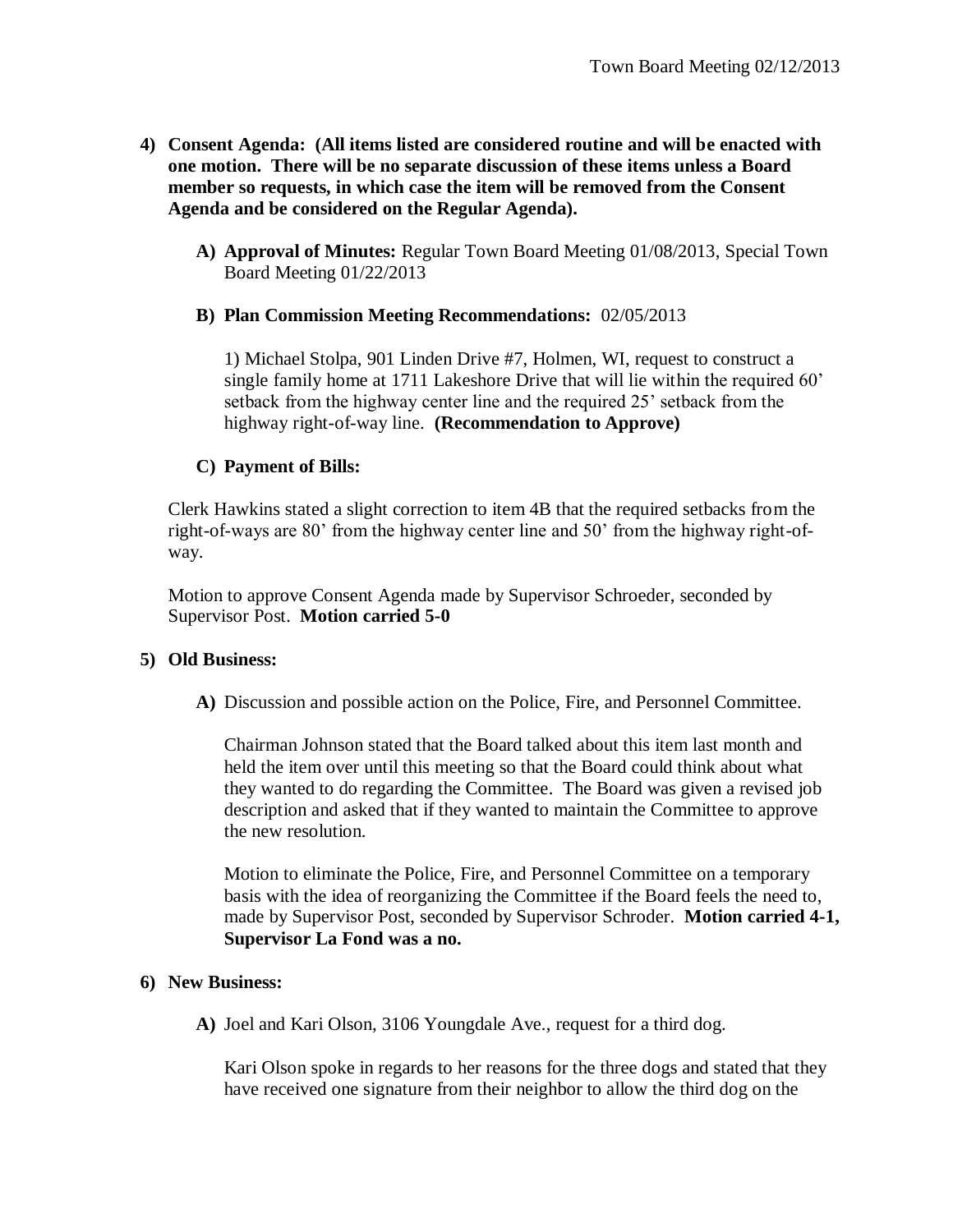4) **Consent Agenda: (All items listed are considered routine and will be enacted with one motion. There will be no separate discussion of these items unless a Board member so requests, in which case the item will be removed from the Consent Agenda and be considered on the Regular Agenda).**

   A) **Approval of Minutes:** Regular Town Board Meeting 01/08/2013, Special Town Board Meeting 01/22/2013

   B) **Plan Commission Meeting Recommendations:** 02/05/2013

      1) Michael Stolpa, 901 Linden Drive #7, Holmen, WI, request to construct a single family home at 1711 Lakeshore Drive that will lie within the required 60' setback from the highway center line and the required 25' setback from the highway right-of-way line. **(Recommendation to Approve)**

   C) **Payment of Bills:**

   Clerk Hawkins stated a slight correction to item 4B that the required setbacks from the right-of-ways are 80' from the highway center line and 50' from the highway right-of-way.

   Motion to approve Consent Agenda made by Supervisor Schroeder, seconded by Supervisor Post. **Motion carried 5-0**

5) **Old Business:**

   A) Discussion and possible action on the Police, Fire, and Personnel Committee.

      Chairman Johnson stated that the Board talked about this item last month and held the item over until this meeting so that the Board could think about what they wanted to do regarding the Committee. The Board was given a revised job description and asked that if they wanted to maintain the Committee to approve the new resolution.

      Motion to eliminate the Police, Fire, and Personnel Committee on a temporary basis with the idea of reorganizing the Committee if the Board feels the need to, made by Supervisor Post, seconded by Supervisor Schroder. **Motion carried 4-1, Supervisor La Fond was a no.**

6) **New Business:**

   A) Joel and Kari Olson, 3106 Youngdale Ave., request for a third dog.

      Kari Olson spoke in regards to her reasons for the three dogs and stated that they have received one signature from their neighbor to allow the third dog on the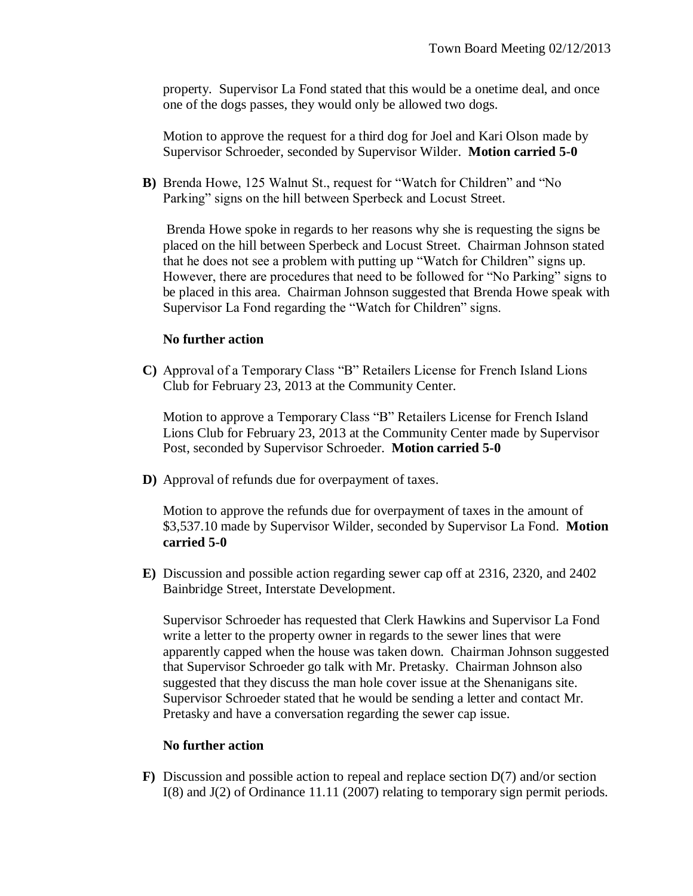property. Supervisor La Fond stated that this would be a onetime deal, and once one of the dogs passes, they would only be allowed two dogs.

Motion to approve the request for a third dog for Joel and Kari Olson made by Supervisor Schroeder, seconded by Supervisor Wilder. **Motion carried 5-0**

**B)** Brenda Howe, 125 Walnut St., request for "Watch for Children" and "No Parking" signs on the hill between Sperbeck and Locust Street.

Brenda Howe spoke in regards to her reasons why she is requesting the signs be placed on the hill between Sperbeck and Locust Street. Chairman Johnson stated that he does not see a problem with putting up "Watch for Children" signs up. However, there are procedures that need to be followed for "No Parking" signs to be placed in this area. Chairman Johnson suggested that Brenda Howe speak with Supervisor La Fond regarding the "Watch for Children" signs.

**No further action**

**C)** Approval of a Temporary Class "B" Retailers License for French Island Lions Club for February 23, 2013 at the Community Center.

Motion to approve a Temporary Class "B" Retailers License for French Island Lions Club for February 23, 2013 at the Community Center made by Supervisor Post, seconded by Supervisor Schroeder. **Motion carried 5-0**

**D)** Approval of refunds due for overpayment of taxes.

Motion to approve the refunds due for overpayment of taxes in the amount of $3,537.10 made by Supervisor Wilder, seconded by Supervisor La Fond. **Motion carried 5-0**

**E)** Discussion and possible action regarding sewer cap off at 2316, 2320, and 2402 Bainbridge Street, Interstate Development.

Supervisor Schroeder has requested that Clerk Hawkins and Supervisor La Fond write a letter to the property owner in regards to the sewer lines that were apparently capped when the house was taken down. Chairman Johnson suggested that Supervisor Schroeder go talk with Mr. Pretasky. Chairman Johnson also suggested that they discuss the man hole cover issue at the Shenanigans site. Supervisor Schroeder stated that he would be sending a letter and contact Mr. Pretasky and have a conversation regarding the sewer cap issue.

**No further action**

**F)** Discussion and possible action to repeal and replace section D(7) and/or section I(8) and J(2) of Ordinance 11.11 (2007) relating to temporary sign permit periods.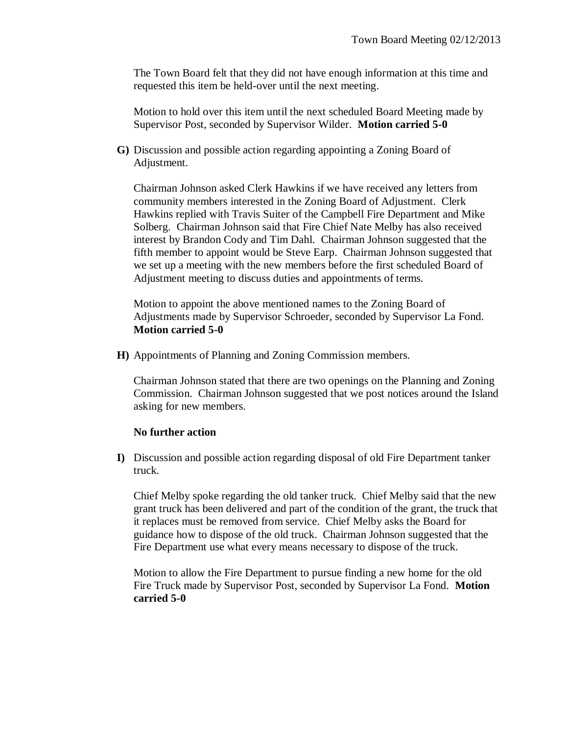The Town Board felt that they did not have enough information at this time and requested this item be held-over until the next meeting.

Motion to hold over this item until the next scheduled Board Meeting made by Supervisor Post, seconded by Supervisor Wilder. **Motion carried 5-0**

**G)** Discussion and possible action regarding appointing a Zoning Board of Adjustment.

Chairman Johnson asked Clerk Hawkins if we have received any letters from community members interested in the Zoning Board of Adjustment. Clerk Hawkins replied with Travis Suiter of the Campbell Fire Department and Mike Solberg. Chairman Johnson said that Fire Chief Nate Melby has also received interest by Brandon Cody and Tim Dahl. Chairman Johnson suggested that the fifth member to appoint would be Steve Earp. Chairman Johnson suggested that we set up a meeting with the new members before the first scheduled Board of Adjustment meeting to discuss duties and appointments of terms.

Motion to appoint the above mentioned names to the Zoning Board of Adjustments made by Supervisor Schroeder, seconded by Supervisor La Fond. **Motion carried 5-0**

**H)** Appointments of Planning and Zoning Commission members.

Chairman Johnson stated that there are two openings on the Planning and Zoning Commission. Chairman Johnson suggested that we post notices around the Island asking for new members.

**No further action**

**I)** Discussion and possible action regarding disposal of old Fire Department tanker truck.

Chief Melby spoke regarding the old tanker truck. Chief Melby said that the new grant truck has been delivered and part of the condition of the grant, the truck that it replaces must be removed from service. Chief Melby asks the Board for guidance how to dispose of the old truck. Chairman Johnson suggested that the Fire Department use what every means necessary to dispose of the truck.

Motion to allow the Fire Department to pursue finding a new home for the old Fire Truck made by Supervisor Post, seconded by Supervisor La Fond. **Motion carried 5-0**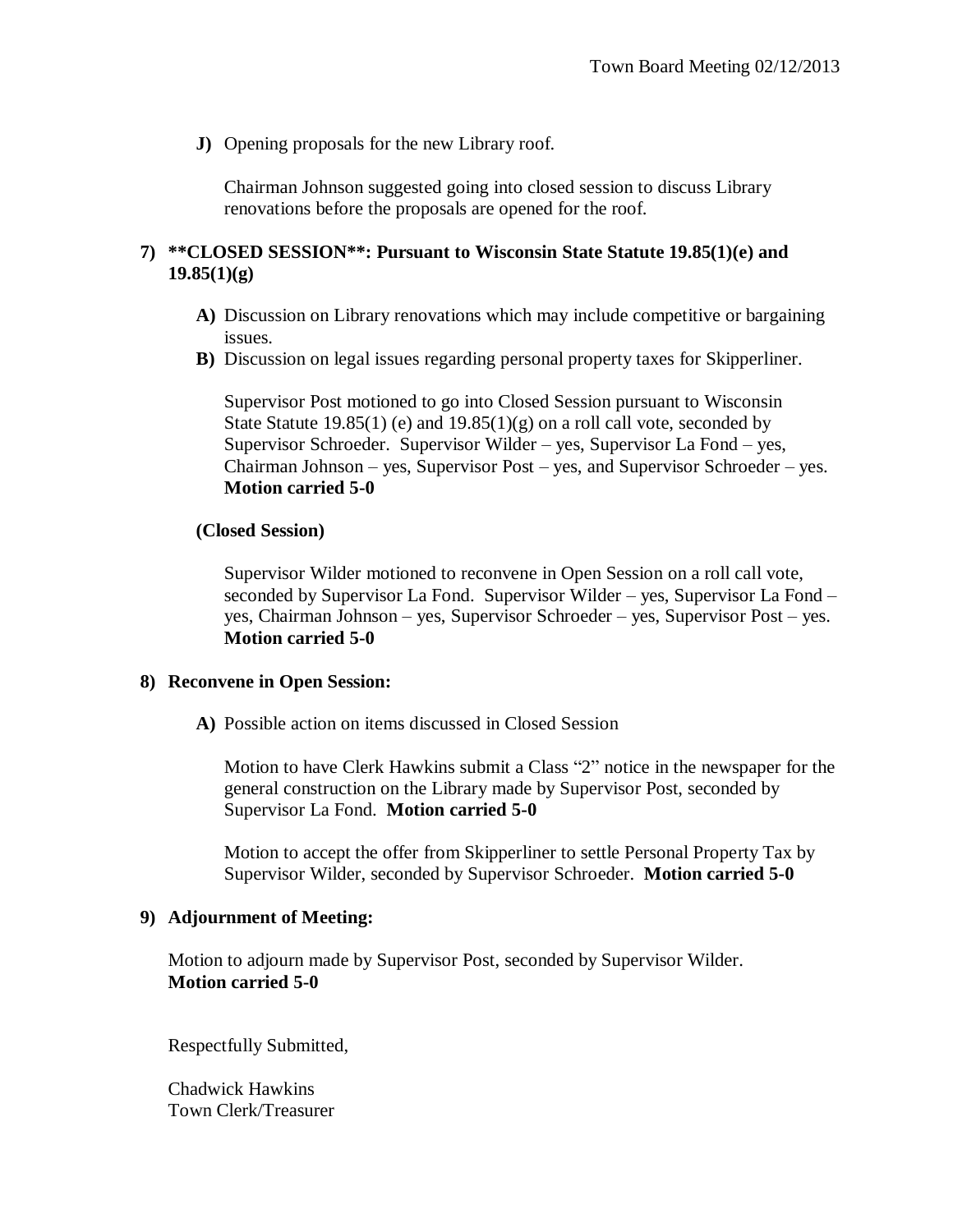**J)** Opening proposals for the new Library roof.

Chairman Johnson suggested going into closed session to discuss Library renovations before the proposals are opened for the roof.

**7) \*\*CLOSED SESSION\*\*: Pursuant to Wisconsin State Statute 19.85(1)(e) and 19.85(1)(g)**

**A)** Discussion on Library renovations which may include competitive or bargaining issues.

**B)** Discussion on legal issues regarding personal property taxes for Skipperliner.

Supervisor Post motioned to go into Closed Session pursuant to Wisconsin State Statute 19.85(1) (e) and 19.85(1)(g) on a roll call vote, seconded by Supervisor Schroeder. Supervisor Wilder – yes, Supervisor La Fond – yes, Chairman Johnson – yes, Supervisor Post – yes, and Supervisor Schroeder – yes. **Motion carried 5-0**

**(Closed Session)**

Supervisor Wilder motioned to reconvene in Open Session on a roll call vote, seconded by Supervisor La Fond. Supervisor Wilder – yes, Supervisor La Fond – yes, Chairman Johnson – yes, Supervisor Schroeder – yes, Supervisor Post – yes. **Motion carried 5-0**

**8) Reconvene in Open Session:**

**A)** Possible action on items discussed in Closed Session

Motion to have Clerk Hawkins submit a Class "2" notice in the newspaper for the general construction on the Library made by Supervisor Post, seconded by Supervisor La Fond. **Motion carried 5-0**

Motion to accept the offer from Skipperliner to settle Personal Property Tax by Supervisor Wilder, seconded by Supervisor Schroeder. **Motion carried 5-0**

**9) Adjournment of Meeting:**

Motion to adjourn made by Supervisor Post, seconded by Supervisor Wilder. **Motion carried 5-0**

Respectfully Submitted,

Chadwick Hawkins
Town Clerk/Treasurer